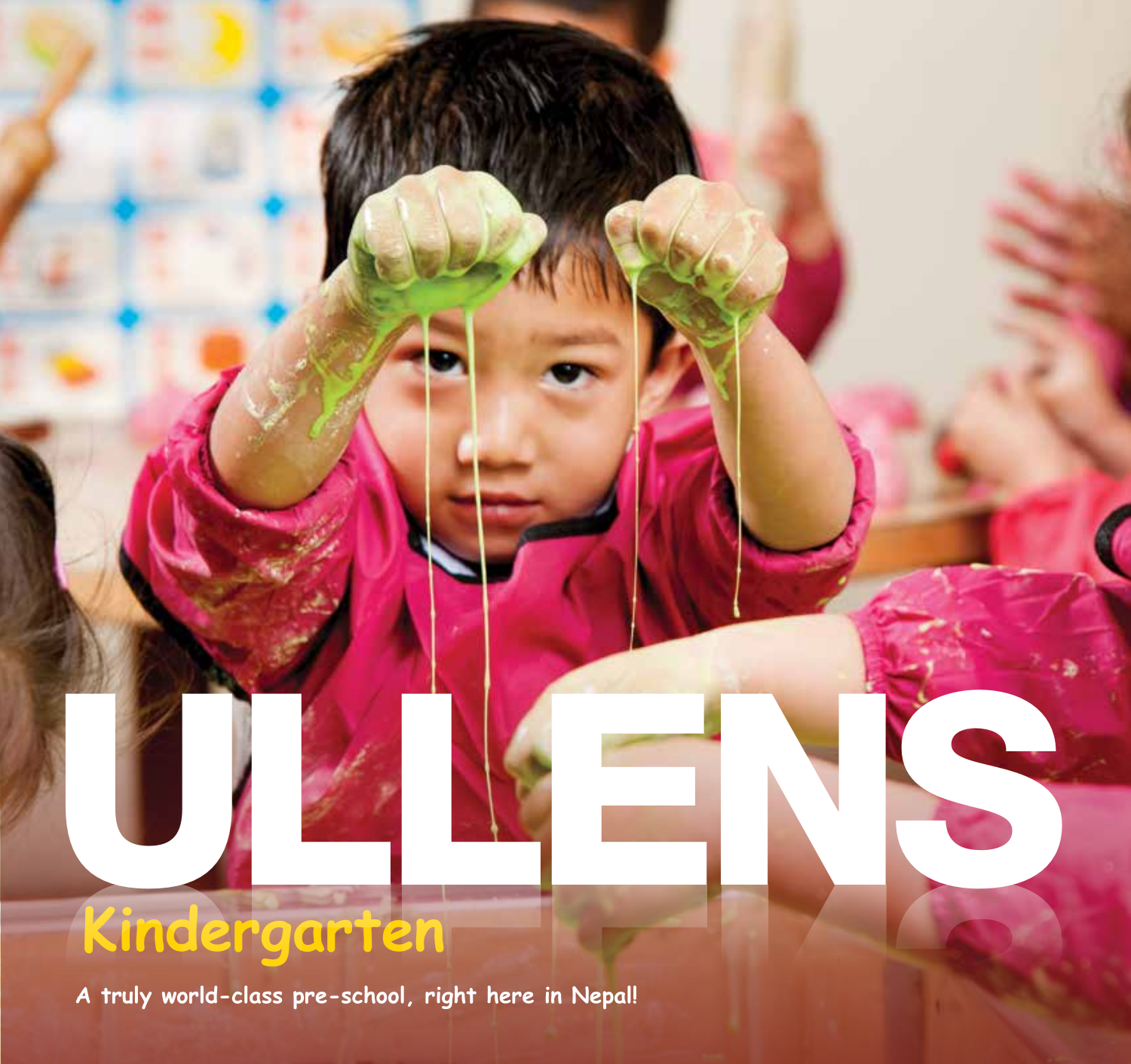# ULLENS

## Kindergarten

**A truly world-class pre-school, right here in Nepal!**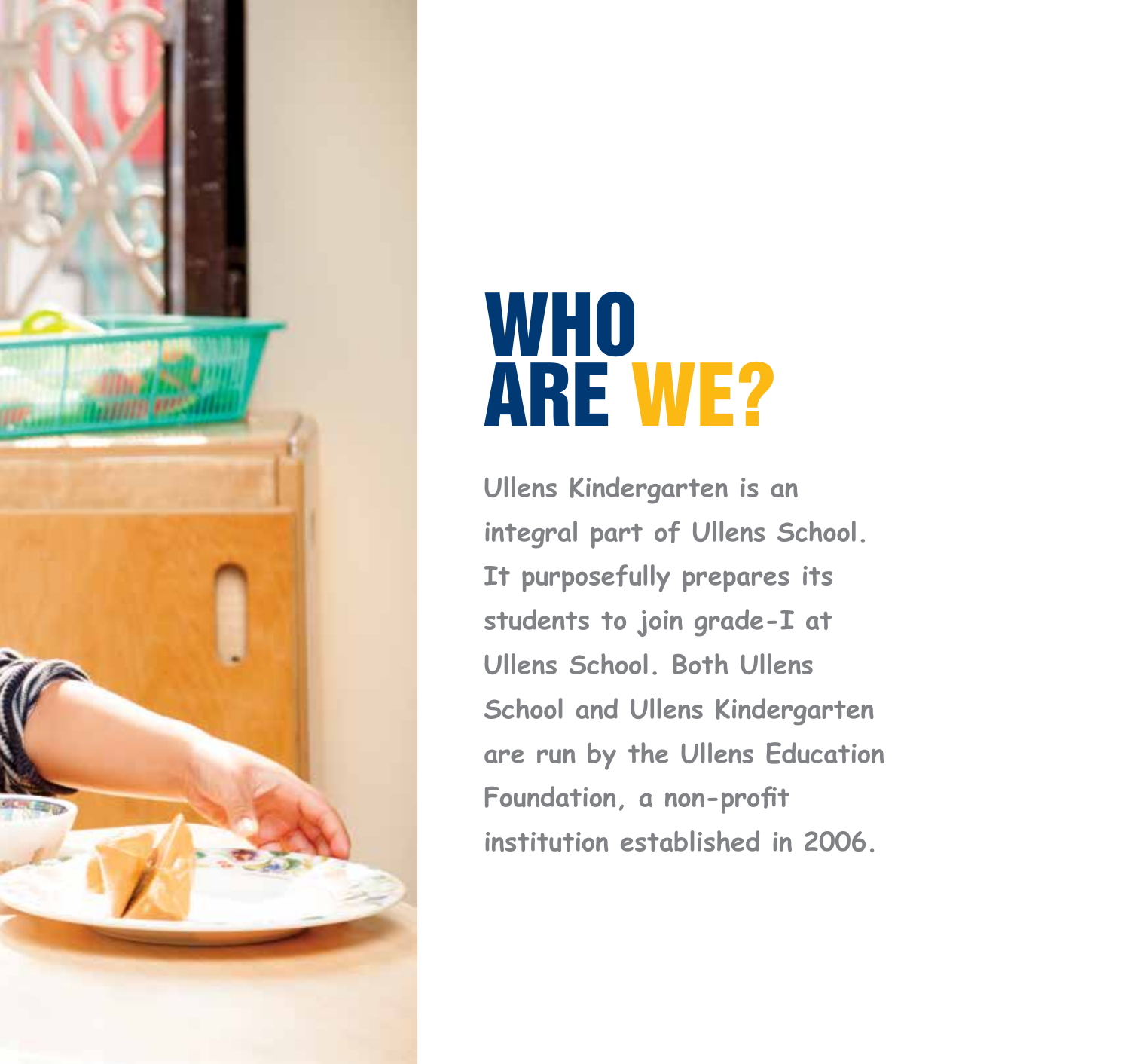# WHO ARE WE?

Ullens Kindergarten is an integral part of Ullens School. It purposefully prepares its students to join grade-I at Ullens School. Both Ullens School and Ullens Kindergarten are run by the Ullens Education Foundation, a non-profit institution established in 2006.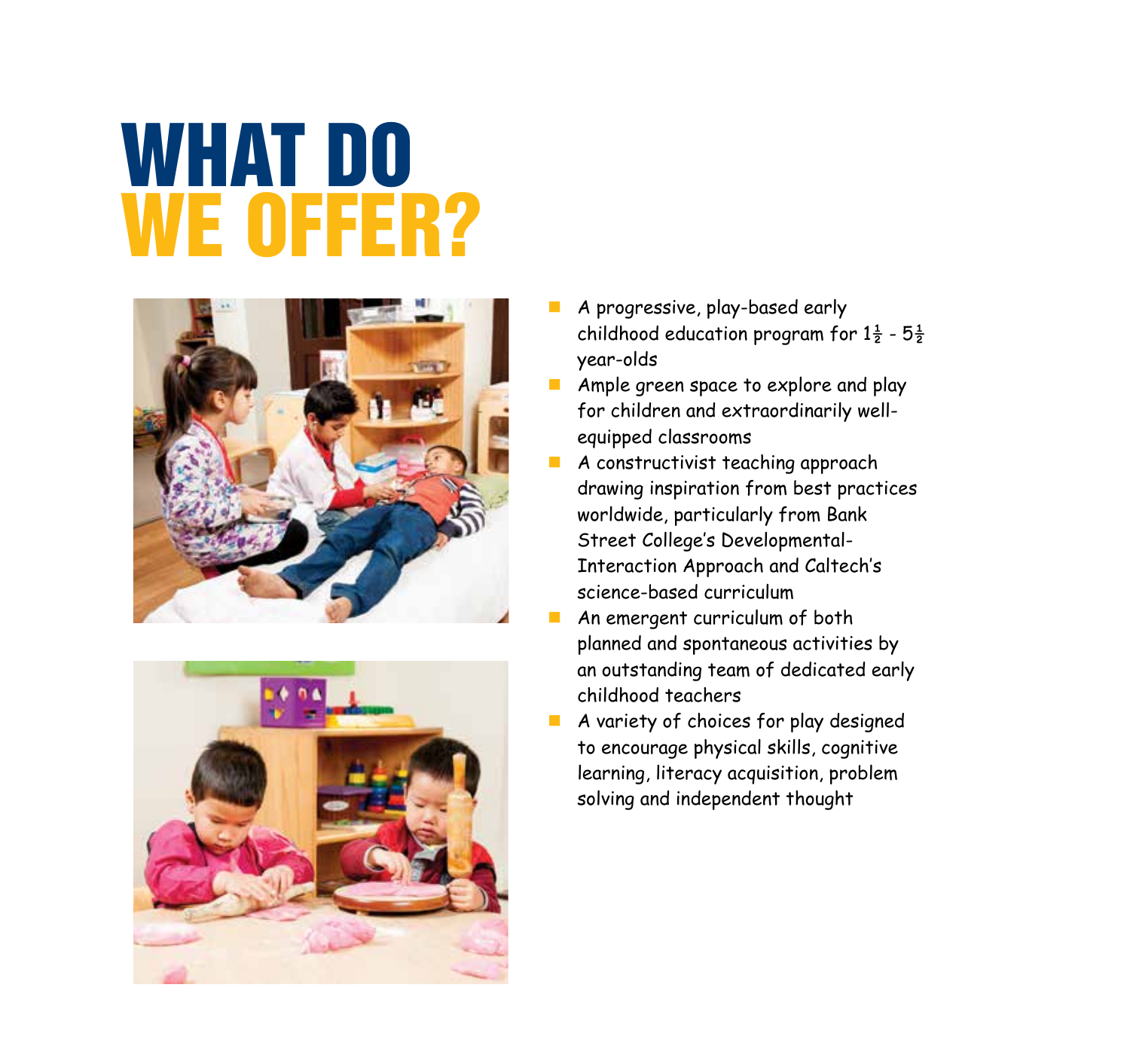# WHAT DO WE OFFER?

- A progressive, play-based early childhood education program for 1½ - 5½ year-olds
- Ample green space to explore and play for children and extraordinarily well-equipped classrooms
- A constructivist teaching approach drawing inspiration from best practices worldwide, particularly from Bank Street College's Developmental-Interaction Approach and Caltech's science-based curriculum
- An emergent curriculum of both planned and spontaneous activities by an outstanding team of dedicated early childhood teachers
- A variety of choices for play designed to encourage physical skills, cognitive learning, literacy acquisition, problem solving and independent thought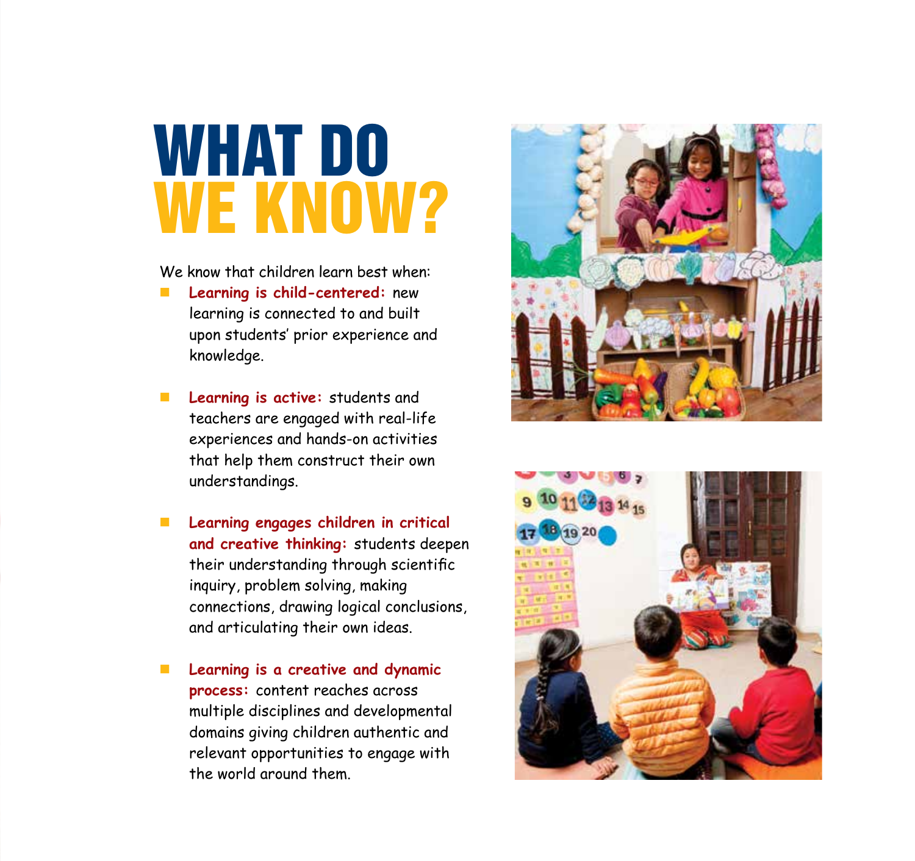# WHAT DO WE KNOW?

We know that children learn best when:

- **Learning is child-centered:** new learning is connected to and built upon students' prior experience and knowledge.
- **Learning is active:** students and teachers are engaged with real-life experiences and hands-on activities that help them construct their own understandings.
- **Learning engages children in critical and creative thinking:** students deepen their understanding through scientific inquiry, problem solving, making connections, drawing logical conclusions, and articulating their own ideas.
- **Learning is a creative and dynamic process:** content reaches across multiple disciplines and developmental domains giving children authentic and relevant opportunities to engage with the world around them.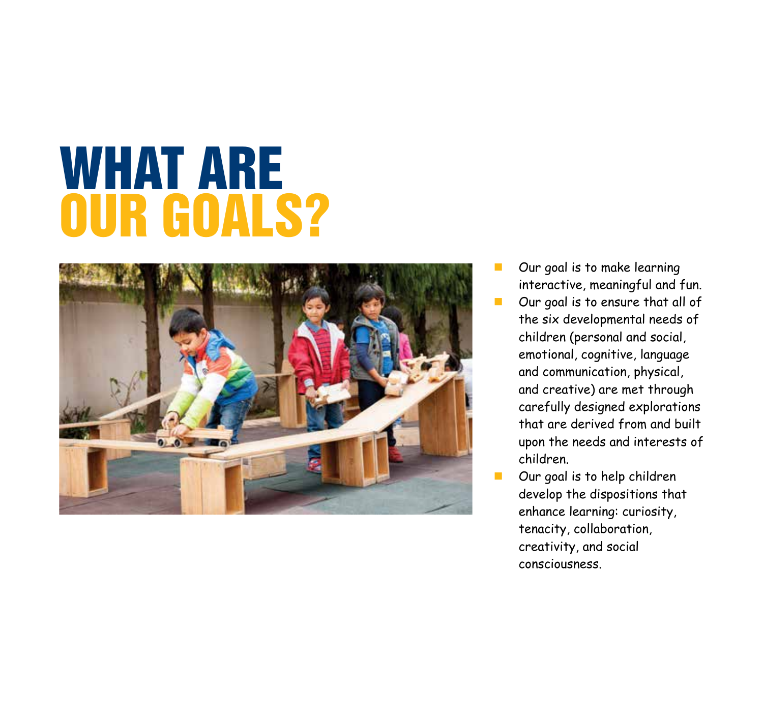# WHAT ARE OUR GOALS?

- Our goal is to make learning interactive, meaningful and fun.
- Our goal is to ensure that all of the six developmental needs of children (personal and social, emotional, cognitive, language and communication, physical, and creative) are met through carefully designed explorations that are derived from and built upon the needs and interests of children.
- Our goal is to help children develop the dispositions that enhance learning: curiosity, tenacity, collaboration, creativity, and social consciousness.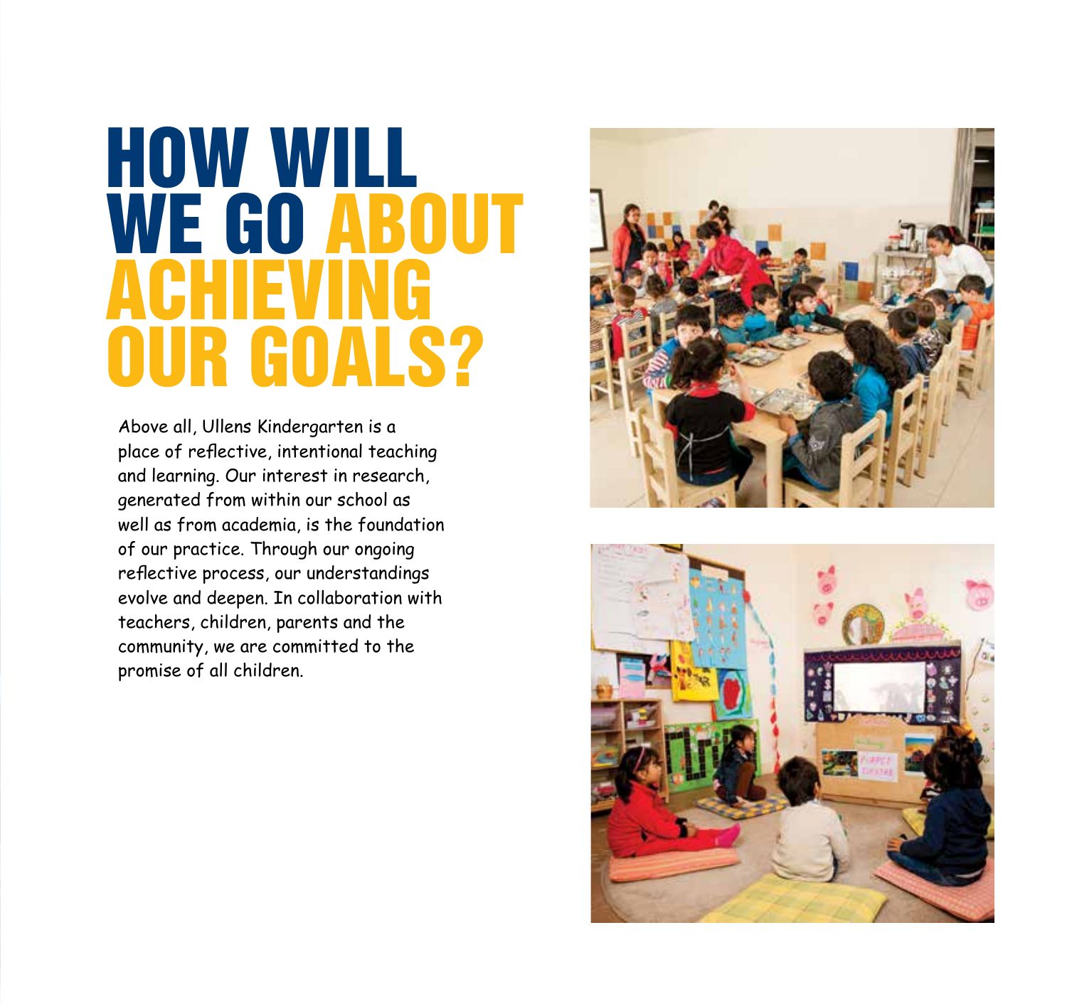# HOW WILL WE GO ABOUT ACHIEVING OUR GOALS?

Above all, Ullens Kindergarten is a place of reflective, intentional teaching and learning. Our interest in research, generated from within our school as well as from academia, is the foundation of our practice. Through our ongoing reflective process, our understandings evolve and deepen. In collaboration with teachers, children, parents and the community, we are committed to the promise of all children.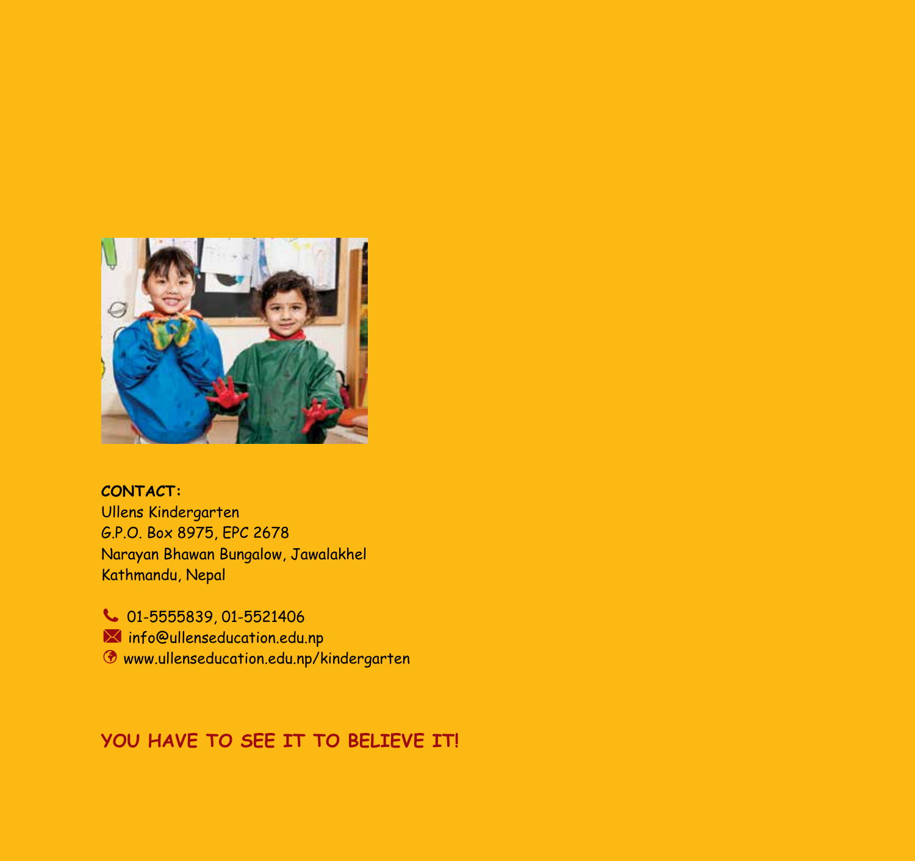**CONTACT:**
Ullens Kindergarten
G.P.O. Box 8975, EPC 2678
Narayan Bhawan Bungalow, Jawalakhel
Kathmandu, Nepal

01-5555839, 01-5521406
info@ullenseducation.edu.np
www.ullenseducation.edu.np/kindergarten

**YOU HAVE TO SEE IT TO BELIEVE IT!**